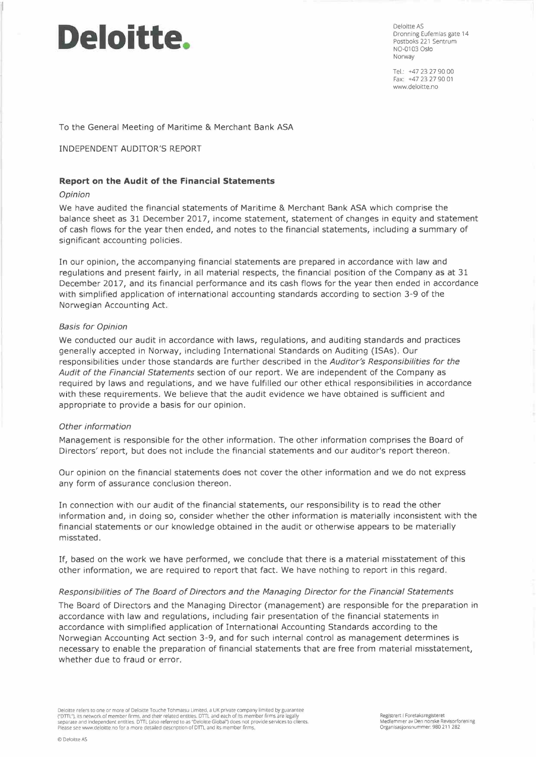# Deloitte.

Deloitte AS
Dronning Eufemias gate 14
Postboks 221 Sentrum
NO-0103 Oslo
Norway

Tel.: +47 23 27 90 00
Fax: +47 23 27 90 01
www.deloitte.no

To the General Meeting of Maritime & Merchant Bank ASA

INDEPENDENT AUDITOR'S REPORT

## Report on the Audit of the Financial Statements

*Opinion*

We have audited the financial statements of Maritime & Merchant Bank ASA which comprise the balance sheet as 31 December 2017, income statement, statement of changes in equity and statement of cash flows for the year then ended, and notes to the financial statements, including a summary of significant accounting policies.

In our opinion, the accompanying financial statements are prepared in accordance with law and regulations and present fairly, in all material respects, the financial position of the Company as at 31 December 2017, and its financial performance and its cash flows for the year then ended in accordance with simplified application of international accounting standards according to section 3-9 of the Norwegian Accounting Act.

*Basis for Opinion*

We conducted our audit in accordance with laws, regulations, and auditing standards and practices generally accepted in Norway, including International Standards on Auditing (ISAs). Our responsibilities under those standards are further described in the *Auditor's Responsibilities for the Audit of the Financial Statements* section of our report. We are independent of the Company as required by laws and regulations, and we have fulfilled our other ethical responsibilities in accordance with these requirements. We believe that the audit evidence we have obtained is sufficient and appropriate to provide a basis for our opinion.

*Other information*

Management is responsible for the other information. The other information comprises the Board of Directors' report, but does not include the financial statements and our auditor's report thereon.

Our opinion on the financial statements does not cover the other information and we do not express any form of assurance conclusion thereon.

In connection with our audit of the financial statements, our responsibility is to read the other information and, in doing so, consider whether the other information is materially inconsistent with the financial statements or our knowledge obtained in the audit or otherwise appears to be materially misstated.

If, based on the work we have performed, we conclude that there is a material misstatement of this other information, we are required to report that fact. We have nothing to report in this regard.

*Responsibilities of The Board of Directors and the Managing Director for the Financial Statements*

The Board of Directors and the Managing Director (management) are responsible for the preparation in accordance with law and regulations, including fair presentation of the financial statements in accordance with simplified application of International Accounting Standards according to the Norwegian Accounting Act section 3-9, and for such internal control as management determines is necessary to enable the preparation of financial statements that are free from material misstatement, whether due to fraud or error.

Deloitte refers to one or more of Deloitte Touche Tohmatsu Limited, a UK private company limited by guarantee ("DTTL"), its network of member firms, and their related entities. DTTL and each of its member firms are legally separate and independent entities. DTTL (also referred to as "Deloitte Global") does not provide services to clients. Please see www.deloitte.no for a more detailed description of DTTL and its member firms.

Registrert i Foretaksregisteret
Medlemmer av Den norske Revisorforening
Organisasjonsnummer: 980 211 282

© Deloitte AS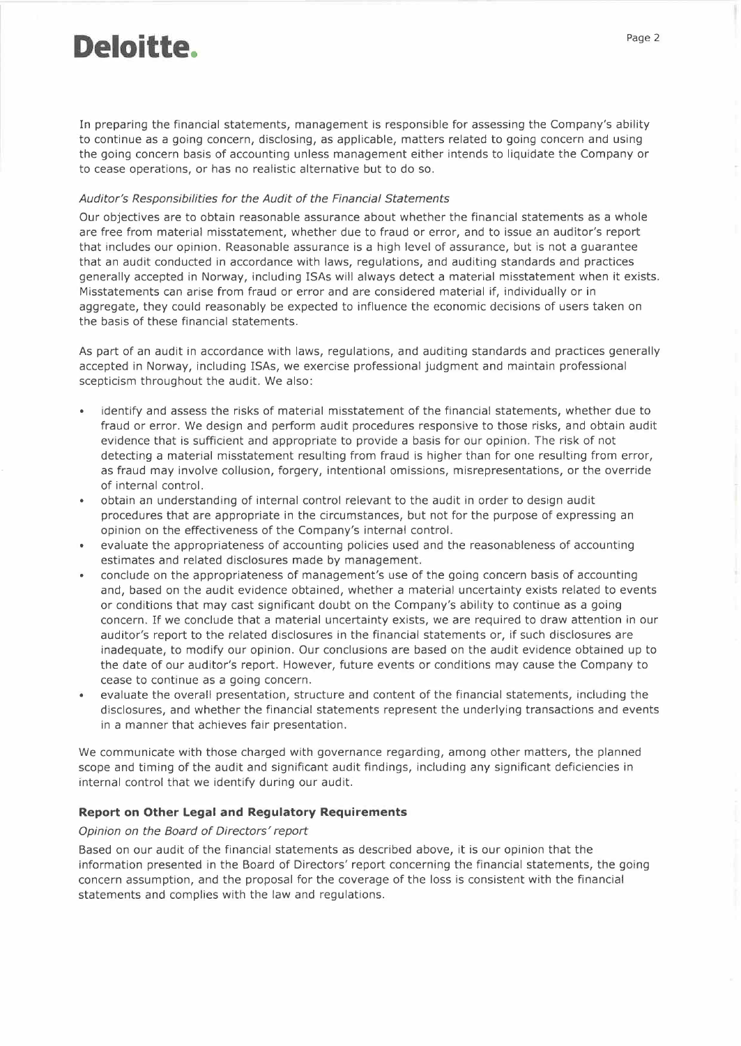In preparing the financial statements, management is responsible for assessing the Company's ability to continue as a going concern, disclosing, as applicable, matters related to going concern and using the going concern basis of accounting unless management either intends to liquidate the Company or to cease operations, or has no realistic alternative but to do so.

*Auditor's Responsibilities for the Audit of the Financial Statements*

Our objectives are to obtain reasonable assurance about whether the financial statements as a whole are free from material misstatement, whether due to fraud or error, and to issue an auditor's report that includes our opinion. Reasonable assurance is a high level of assurance, but is not a guarantee that an audit conducted in accordance with laws, regulations, and auditing standards and practices generally accepted in Norway, including ISAs will always detect a material misstatement when it exists. Misstatements can arise from fraud or error and are considered material if, individually or in aggregate, they could reasonably be expected to influence the economic decisions of users taken on the basis of these financial statements.

As part of an audit in accordance with laws, regulations, and auditing standards and practices generally accepted in Norway, including ISAs, we exercise professional judgment and maintain professional scepticism throughout the audit. We also:

- identify and assess the risks of material misstatement of the financial statements, whether due to fraud or error. We design and perform audit procedures responsive to those risks, and obtain audit evidence that is sufficient and appropriate to provide a basis for our opinion. The risk of not detecting a material misstatement resulting from fraud is higher than for one resulting from error, as fraud may involve collusion, forgery, intentional omissions, misrepresentations, or the override of internal control.
- obtain an understanding of internal control relevant to the audit in order to design audit procedures that are appropriate in the circumstances, but not for the purpose of expressing an opinion on the effectiveness of the Company's internal control.
- evaluate the appropriateness of accounting policies used and the reasonableness of accounting estimates and related disclosures made by management.
- conclude on the appropriateness of management's use of the going concern basis of accounting and, based on the audit evidence obtained, whether a material uncertainty exists related to events or conditions that may cast significant doubt on the Company's ability to continue as a going concern. If we conclude that a material uncertainty exists, we are required to draw attention in our auditor's report to the related disclosures in the financial statements or, if such disclosures are inadequate, to modify our opinion. Our conclusions are based on the audit evidence obtained up to the date of our auditor's report. However, future events or conditions may cause the Company to cease to continue as a going concern.
- evaluate the overall presentation, structure and content of the financial statements, including the disclosures, and whether the financial statements represent the underlying transactions and events in a manner that achieves fair presentation.

We communicate with those charged with governance regarding, among other matters, the planned scope and timing of the audit and significant audit findings, including any significant deficiencies in internal control that we identify during our audit.

**Report on Other Legal and Regulatory Requirements**

*Opinion on the Board of Directors' report*

Based on our audit of the financial statements as described above, it is our opinion that the information presented in the Board of Directors' report concerning the financial statements, the going concern assumption, and the proposal for the coverage of the loss is consistent with the financial statements and complies with the law and regulations.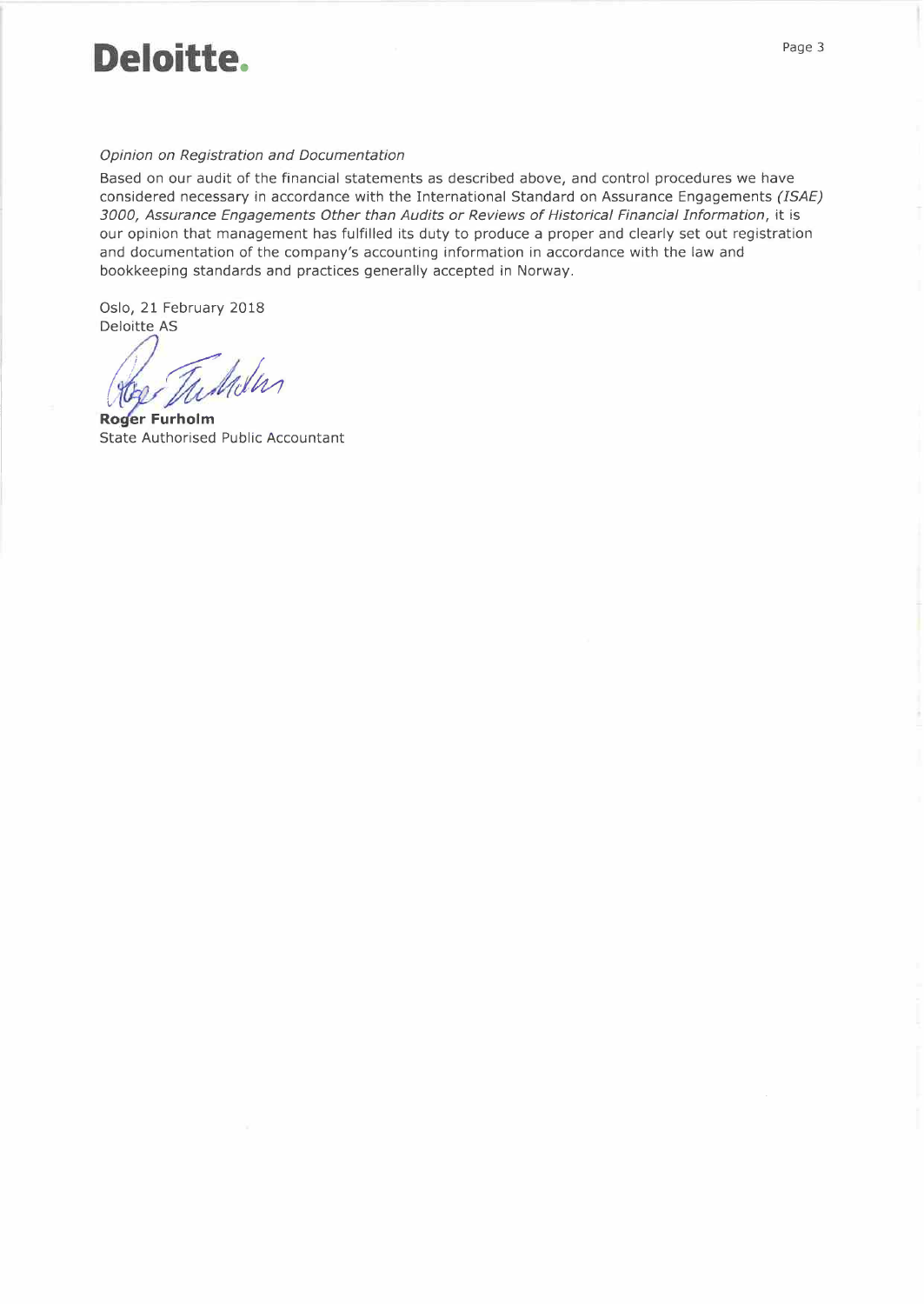*Opinion on Registration and Documentation*

Based on our audit of the financial statements as described above, and control procedures we have considered necessary in accordance with the International Standard on Assurance Engagements *(ISAE) 3000, Assurance Engagements Other than Audits or Reviews of Historical Financial Information*, it is our opinion that management has fulfilled its duty to produce a proper and clearly set out registration and documentation of the company's accounting information in accordance with the law and bookkeeping standards and practices generally accepted in Norway.

Oslo, 21 February 2018
Deloitte AS

**Roger Furholm**
State Authorised Public Accountant